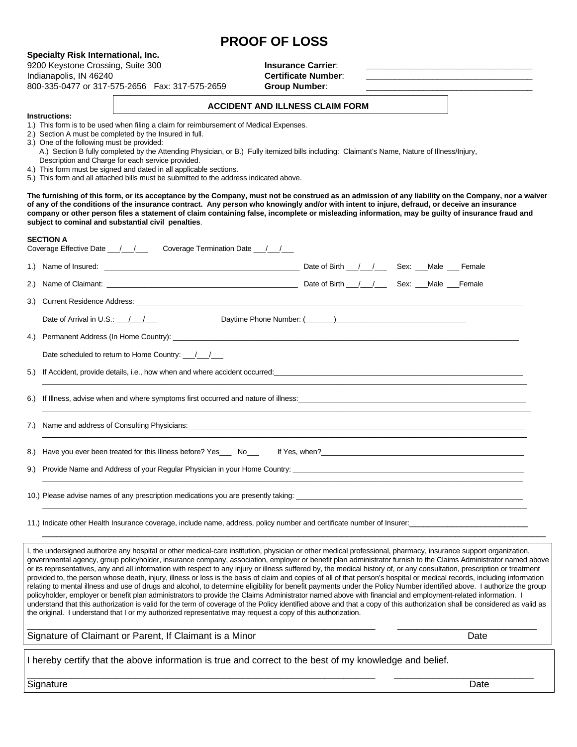# PROOF OF LOSS

**Specialty Risk International, Inc.**
9200 Keystone Crossing, Suite 300
Indianapolis, IN 46240
800-335-0477 or 317-575-2656 Fax: 317-575-2659

**Insurance Carrier**: ___________________________________
**Certificate Number**: ___________________________________
**Group Number**: ___________________________________

## ACCIDENT AND ILLNESS CLAIM FORM

**Instructions:**

1.) This form is to be used when filing a claim for reimbursement of Medical Expenses.
2.) Section A must be completed by the Insured in full.
3.) One of the following must be provided:
A.) Section B fully completed by the Attending Physician, or B.) Fully itemized bills including: Claimant's Name, Nature of Illness/Injury, Description and Charge for each service provided.
4.) This form must be signed and dated in all applicable sections.
5.) This form and all attached bills must be submitted to the address indicated above.

**The furnishing of this form, or its acceptance by the Company, must not be construed as an admission of any liability on the Company, nor a waiver of any of the conditions of the insurance contract. Any person who knowingly and/or with intent to injure, defraud, or deceive an insurance company or other person files a statement of claim containing false, incomplete or misleading information, may be guilty of insurance fraud and subject to cominal and substantial civil penalties**.

**SECTION A**

Coverage Effective Date ___/___/___ Coverage Termination Date ___/___/___

1.) Name of Insured: ___________________________ Date of Birth ___/___/___ Sex: ___Male ___ Female

2.) Name of Claimant: ___________________________ Date of Birth ___/___/___ Sex: ___Male ___Female

3.) Current Residence Address: ___________________________

Date of Arrival in U.S.: ___/___/___ Daytime Phone Number: (_______)___________________________

4.) Permanent Address (In Home Country): ___________________________

Date scheduled to return to Home Country: ___/___/___

5.) If Accident, provide details, i.e., how when and where accident occurred: ___________________________

6.) If Illness, advise when and where symptoms first occurred and nature of illness: ___________________________

7.) Name and address of Consulting Physicians: ___________________________

8.) Have you ever been treated for this Illness before? Yes___ No___ If Yes, when? ___________________________

9.) Provide Name and Address of your Regular Physician in your Home Country: ___________________________

10.) Please advise names of any prescription medications you are presently taking: ___________________________

11.) Indicate other Health Insurance coverage, include name, address, policy number and certificate number of Insurer: ___________________________

I, the undersigned authorize any hospital or other medical-care institution, physician or other medical professional, pharmacy, insurance support organization, governmental agency, group policyholder, insurance company, association, employer or benefit plan administrator furnish to the Claims Administrator named above or its representatives, any and all information with respect to any injury or illness suffered by, the medical history of, or any consultation, prescription or treatment provided to, the person whose death, injury, illness or loss is the basis of claim and copies of all of that person's hospital or medical records, including information relating to mental illness and use of drugs and alcohol, to determine eligibility for benefit payments under the Policy Number identified above. I authorize the group policyholder, employer or benefit plan administrators to provide the Claims Administrator named above with financial and employment-related information. I understand that this authorization is valid for the term of coverage of the Policy identified above and that a copy of this authorization shall be considered as valid as the original. I understand that I or my authorized representative may request a copy of this authorization.

___________________________________________ ___________________
Signature of Claimant or Parent, If Claimant is a Minor Date

I hereby certify that the above information is true and correct to the best of my knowledge and belief.

___________________________________________ ___________________
Signature Date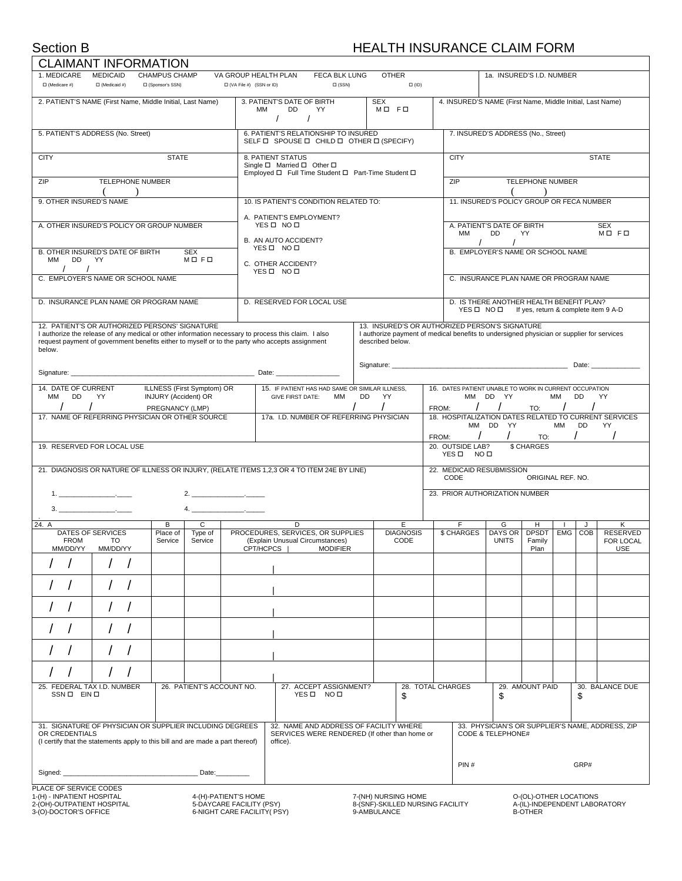Section B

# HEALTH INSURANCE CLAIM FORM

## CLAIMANT INFORMATION

1. MEDICARE ☐ (Medicare #) MEDICAID ☐ (Medicaid #) CHAMPUS CHAMP ☐ (Sponsor's SSN) VA GROUP HEALTH PLAN ☐ (VA File #) (SSN or ID) FECA BLK LUNG ☐ (SSN) OTHER ☐ (ID)

1a. INSURED'S I.D. NUMBER

2. PATIENT'S NAME (First Name, Middle Initial, Last Name)

3. PATIENT'S DATE OF BIRTH MM DD YY / / SEX M ☐ F ☐

4. INSURED'S NAME (First Name, Middle Initial, Last Name)

5. PATIENT'S ADDRESS (No. Street)

6. PATIENT'S RELATIONSHIP TO INSURED SELF ☐ SPOUSE ☐ CHILD ☐ OTHER ☐ (SPECIFY)

7. INSURED'S ADDRESS (No., Street)

CITY STATE

8. PATIENT STATUS Single ☐ Married ☐ Other ☐ Employed ☐ Full Time Student ☐ Part-Time Student ☐

CITY STATE

ZIP TELEPHONE NUMBER ( )

ZIP TELEPHONE NUMBER ( )

9. OTHER INSURED'S NAME

10. IS PATIENT'S CONDITION RELATED TO:

A. PATIENT'S EMPLOYMENT? YES ☐ NO ☐

B. AN AUTO ACCIDENT? YES ☐ NO ☐

C. OTHER ACCIDENT? YES ☐ NO ☐

D. RESERVED FOR LOCAL USE

11. INSURED'S POLICY GROUP OR FECA NUMBER

A. OTHER INSURED'S POLICY OR GROUP NUMBER

B. OTHER INSURED'S DATE OF BIRTH MM DD YY / / SEX M ☐ F ☐

C. EMPLOYER'S NAME OR SCHOOL NAME

D. INSURANCE PLAN NAME OR PROGRAM NAME

A. PATIENT'S DATE OF BIRTH MM DD YY / / SEX M ☐ F ☐

B. EMPLOYER'S NAME OR SCHOOL NAME

C. INSURANCE PLAN NAME OR PROGRAM NAME

D. IS THERE ANOTHER HEALTH BENEFIT PLAN? YES ☐ NO ☐ If yes, return & complete item 9 A-D

12. PATIENT'S OR AUTHORIZED PERSONS' SIGNATURE
I authorize the release of any medical or other information necessary to process this claim. I also request payment of government benefits either to myself or to the party who accepts assignment below.

Signature: ______________________________ Date: ________________

13. INSURED'S OR AUTHORIZED PERSON'S SIGNATURE
I authorize payment of medical benefits to undersigned physician or supplier for services described below.

Signature: ______________________________ Date: ____________

14. DATE OF CURRENT MM DD YY / / ILLNESS (First Symptom) OR INJURY (Accident) OR PREGNANCY (LMP)

15. IF PATIENT HAS HAD SAME OR SIMILAR ILLNESS, GIVE FIRST DATE: MM DD YY / /

16. DATES PATIENT UNABLE TO WORK IN CURRENT OCCUPATION MM DD YY FROM: / / TO: / / MM DD YY

17. NAME OF REFERRING PHYSICIAN OR OTHER SOURCE

17a. I.D. NUMBER OF REFERRING PHYSICIAN

18. HOSPITALIZATION DATES RELATED TO CURRENT SERVICES MM DD YY FROM: / / TO: / / MM DD YY

19. RESERVED FOR LOCAL USE

20. OUTSIDE LAB? YES ☐ NO ☐ $ CHARGES

21. DIAGNOSIS OR NATURE OF ILLNESS OR INJURY, (RELATE ITEMS 1,2,3 OR 4 TO ITEM 24E BY LINE)

1. _______________.____ 2. ______________._____

3. _______________.____ 4. ______________._____

22. MEDICAID RESUBMISSION CODE ORIGINAL REF. NO.

23. PRIOR AUTHORIZATION NUMBER

| 24. A DATES OF SERVICES FROM MM/DD/YY | TO MM/DD/YY | B Place of Service | C Type of Service | D PROCEDURES, SERVICES, OR SUPPLIES (Explain Unusual Circumstances) CPT/HCPCS \| MODIFIER | E DIAGNOSIS CODE | F $ CHARGES | G DAYS OR UNITS | H DPSDT Family Plan | I EMG | J COB | K RESERVED FOR LOCAL USE |
|---|---|---|---|---|---|---|---|---|---|---|---|
| / / | / / | | | \| | | | | | | | |
| / / | / / | | | \| | | | | | | | |
| / / | / / | | | \| | | | | | | | |
| / / | / / | | | \| | | | | | | | |
| / / | / / | | | \| | | | | | | | |
| / / | / / | | | \| | | | | | | | |

25. FEDERAL TAX I.D. NUMBER SSN ☐ EIN ☐

26. PATIENT'S ACCOUNT NO.

27. ACCEPT ASSIGNMENT? YES ☐ NO ☐

28. TOTAL CHARGES $

29. AMOUNT PAID $

30. BALANCE DUE $

31. SIGNATURE OF PHYSICIAN OR SUPPLIER INCLUDING DEGREES OR CREDENTIALS
(I certify that the statements apply to this bill and are made a part thereof)

Signed: ______________________ Date:_________

32. NAME AND ADDRESS OF FACILITY WHERE SERVICES WERE RENDERED (If other than home or office).

33. PHYSICIAN'S OR SUPPLIER'S NAME, ADDRESS, ZIP CODE & TELEPHONE#

PIN # GRP#

PLACE OF SERVICE CODES

1-(H) - INPATIENT HOSPITAL
2-(OH)-OUTPATIENT HOSPITAL
3-(O)-DOCTOR'S OFFICE
4-(H)-PATIENT'S HOME
5-DAYCARE FACILITY (PSY)
6-NIGHT CARE FACILITY( PSY)
7-(NH) NURSING HOME
8-(SNF)-SKILLED NURSING FACILITY
9-AMBULANCE
O-(OL)-OTHER LOCATIONS
A-(IL)-INDEPENDENT LABORATORY
B-OTHER